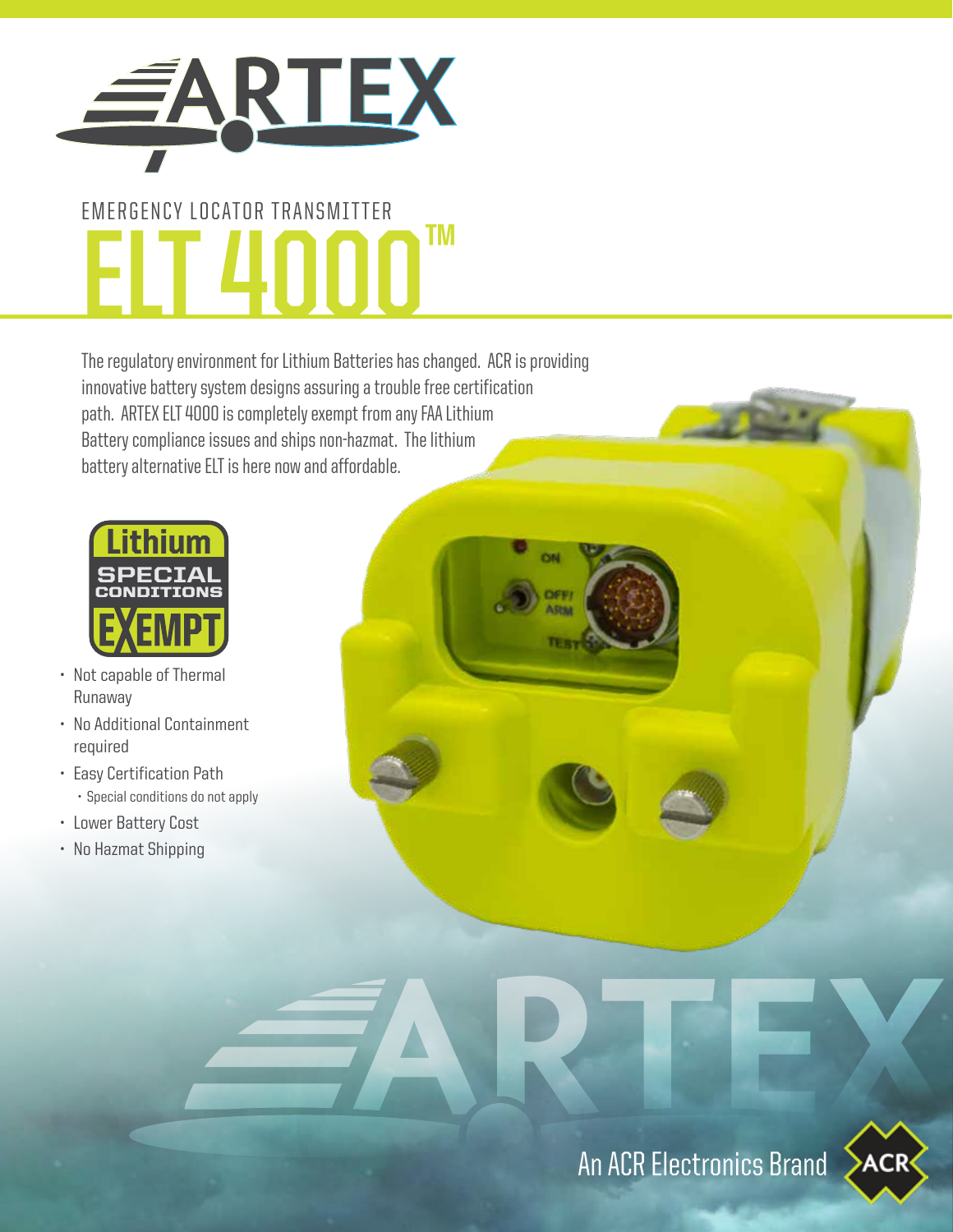# ARTEX

EMERGENCY LOCATOR TRANSMITTER

# ELT 4000™

The regulatory environment for Lithium Batteries has changed. ACR is providing innovative battery system designs assuring a trouble free certification path. ARTEX ELT 4000 is completely exempt from any FAA Lithium Battery compliance issues and ships non-hazmat. The lithium battery alternative ELT is here now and affordable.

Lithium SPECIAL CONDITIONS EXEMPT

- Not capable of Thermal Runaway
- No Additional Containment required
- Easy Certification Path
  - Special conditions do not apply
- Lower Battery Cost
- No Hazmat Shipping

An ACR Electronics Brand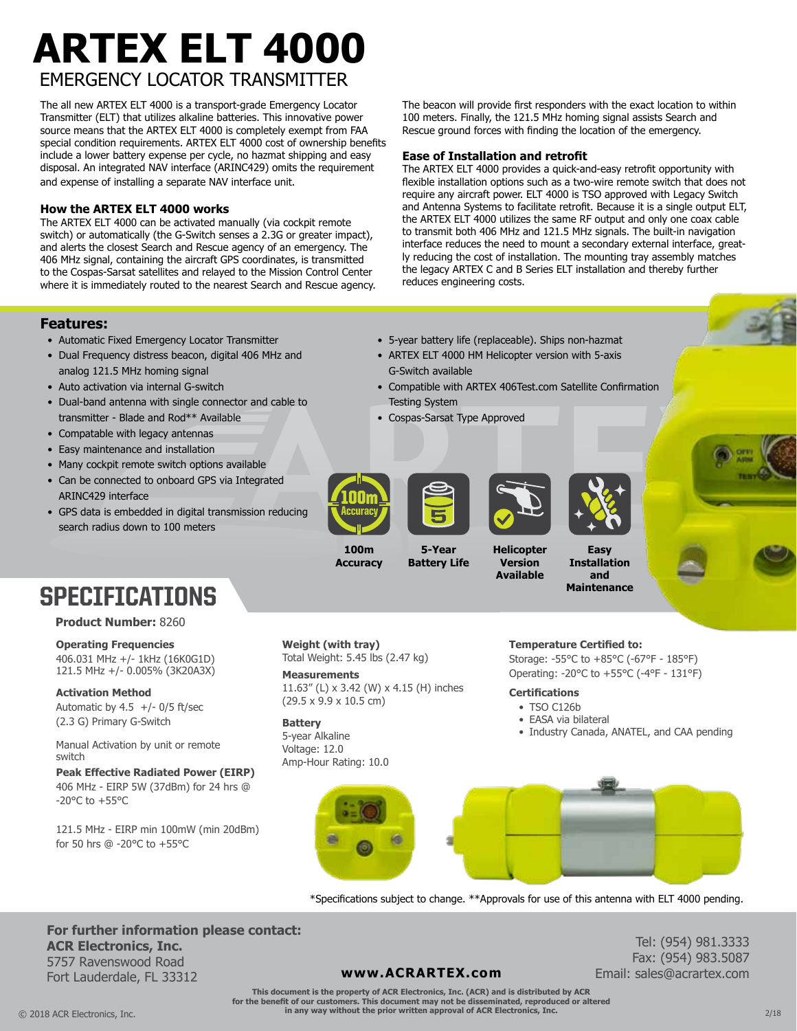# ARTEX ELT 4000

## EMERGENCY LOCATOR TRANSMITTER

The all new ARTEX ELT 4000 is a transport-grade Emergency Locator Transmitter (ELT) that utilizes alkaline batteries. This innovative power source means that the ARTEX ELT 4000 is completely exempt from FAA special condition requirements. ARTEX ELT 4000 cost of ownership benefits include a lower battery expense per cycle, no hazmat shipping and easy disposal. An integrated NAV interface (ARINC429) omits the requirement and expense of installing a separate NAV interface unit.

### How the ARTEX ELT 4000 works

The ARTEX ELT 4000 can be activated manually (via cockpit remote switch) or automatically (the G-Switch senses a 2.3G or greater impact), and alerts the closest Search and Rescue agency of an emergency. The 406 MHz signal, containing the aircraft GPS coordinates, is transmitted to the Cospas-Sarsat satellites and relayed to the Mission Control Center where it is immediately routed to the nearest Search and Rescue agency. The beacon will provide first responders with the exact location to within 100 meters. Finally, the 121.5 MHz homing signal assists Search and Rescue ground forces with finding the location of the emergency.

### Ease of Installation and retrofit

The ARTEX ELT 4000 provides a quick-and-easy retrofit opportunity with flexible installation options such as a two-wire remote switch that does not require any aircraft power. ELT 4000 is TSO approved with Legacy Switch and Antenna Systems to facilitate retrofit. Because it is a single output ELT, the ARTEX ELT 4000 utilizes the same RF output and only one coax cable to transmit both 406 MHz and 121.5 MHz signals. The built-in navigation interface reduces the need to mount a secondary external interface, greatly reducing the cost of installation. The mounting tray assembly matches the legacy ARTEX C and B Series ELT installation and thereby further reduces engineering costs.

## Features:

- Automatic Fixed Emergency Locator Transmitter
- Dual Frequency distress beacon, digital 406 MHz and analog 121.5 MHz homing signal
- Auto activation via internal G-switch
- Dual-band antenna with single connector and cable to transmitter - Blade and Rod** Available
- Compatable with legacy antennas
- Easy maintenance and installation
- Many cockpit remote switch options available
- Can be connected to onboard GPS via Integrated ARINC429 interface
- GPS data is embedded in digital transmission reducing search radius down to 100 meters
- 5-year battery life (replaceable). Ships non-hazmat
- ARTEX ELT 4000 HM Helicopter version with 5-axis G-Switch available
- Compatible with ARTEX 406Test.com Satellite Confirmation Testing System
- Cospas-Sarsat Type Approved

100m Accuracy

5-Year Battery Life

Helicopter Version Available

Easy Installation and Maintenance

## SPECIFICATIONS

**Product Number:** 8260

**Operating Frequencies**
406.031 MHz +/- 1kHz (16K0G1D)
121.5 MHz +/- 0.005% (3K20A3X)

**Activation Method**
Automatic by 4.5 +/- 0/5 ft/sec
(2.3 G) Primary G-Switch

Manual Activation by unit or remote switch

**Peak Effective Radiated Power (EIRP)**
406 MHz - EIRP 5W (37dBm) for 24 hrs @ -20°C to +55°C

121.5 MHz - EIRP min 100mW (min 20dBm) for 50 hrs @ -20°C to +55°C

**Weight (with tray)**
Total Weight: 5.45 lbs (2.47 kg)

**Measurements**
11.63" (L) x 3.42 (W) x 4.15 (H) inches
(29.5 x 9.9 x 10.5 cm)

**Battery**
5-year Alkaline
Voltage: 12.0
Amp-Hour Rating: 10.0

**Temperature Certified to:**
Storage: -55°C to +85°C (-67°F - 185°F)
Operating: -20°C to +55°C (-4°F - 131°F)

**Certifications**
- TSO C126b
- EASA via bilateral
- Industry Canada, ANATEL, and CAA pending

*Specifications subject to change. **Approvals for use of this antenna with ELT 4000 pending.

**For further information please contact:**
**ACR Electronics, Inc.**
5757 Ravenswood Road
Fort Lauderdale, FL 33312

**www.ACRARTEX.com**

Tel: (954) 981.3333
Fax: (954) 983.5087
Email: sales@acrartex.com

**This document is the property of ACR Electronics, Inc. (ACR) and is distributed by ACR for the benefit of our customers. This document may not be disseminated, reproduced or altered in any way without the prior written approval of ACR Electronics, Inc.**

© 2018 ACR Electronics, Inc.

2/18